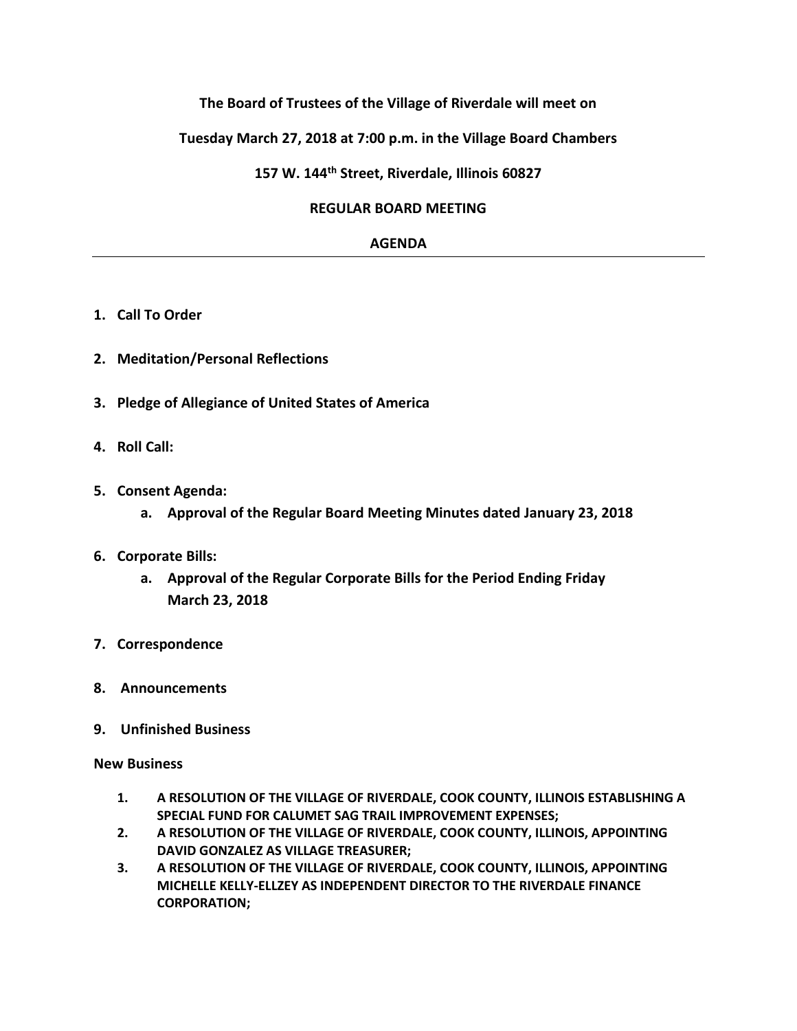**The Board of Trustees of the Village of Riverdale will meet on**

**Tuesday March 27, 2018 at 7:00 p.m. in the Village Board Chambers**

**157 W. 144th Street, Riverdale, Illinois 60827**

**REGULAR BOARD MEETING**

**AGENDA**

---

1. **Call To Order**

2. **Meditation/Personal Reflections**

3. **Pledge of Allegiance of United States of America**

4. **Roll Call:**

5. **Consent Agenda:**
   a. **Approval of the Regular Board Meeting Minutes dated January 23, 2018**

6. **Corporate Bills:**
   a. **Approval of the Regular Corporate Bills for the Period Ending Friday March 23, 2018**

7. **Correspondence**

8. **Announcements**

9. **Unfinished Business**

**New Business**

1. **A RESOLUTION OF THE VILLAGE OF RIVERDALE, COOK COUNTY, ILLINOIS ESTABLISHING A SPECIAL FUND FOR CALUMET SAG TRAIL IMPROVEMENT EXPENSES;**
2. **A RESOLUTION OF THE VILLAGE OF RIVERDALE, COOK COUNTY, ILLINOIS, APPOINTING DAVID GONZALEZ AS VILLAGE TREASURER;**
3. **A RESOLUTION OF THE VILLAGE OF RIVERDALE, COOK COUNTY, ILLINOIS, APPOINTING MICHELLE KELLY-ELLZEY AS INDEPENDENT DIRECTOR TO THE RIVERDALE FINANCE CORPORATION;**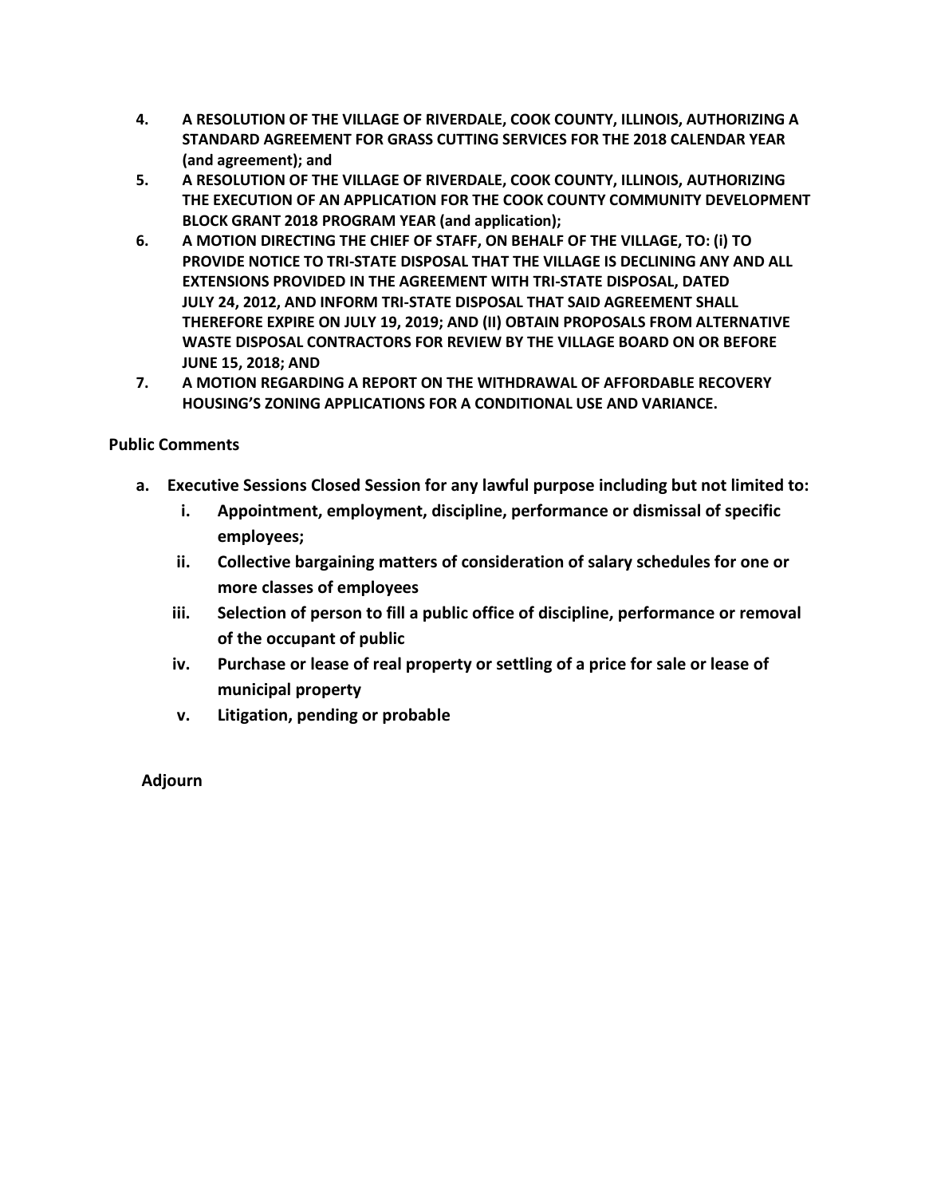4. **A RESOLUTION OF THE VILLAGE OF RIVERDALE, COOK COUNTY, ILLINOIS, AUTHORIZING A STANDARD AGREEMENT FOR GRASS CUTTING SERVICES FOR THE 2018 CALENDAR YEAR (and agreement); and**
5. **A RESOLUTION OF THE VILLAGE OF RIVERDALE, COOK COUNTY, ILLINOIS, AUTHORIZING THE EXECUTION OF AN APPLICATION FOR THE COOK COUNTY COMMUNITY DEVELOPMENT BLOCK GRANT 2018 PROGRAM YEAR (and application);**
6. **A MOTION DIRECTING THE CHIEF OF STAFF, ON BEHALF OF THE VILLAGE, TO: (i) TO PROVIDE NOTICE TO TRI-STATE DISPOSAL THAT THE VILLAGE IS DECLINING ANY AND ALL EXTENSIONS PROVIDED IN THE AGREEMENT WITH TRI-STATE DISPOSAL, DATED JULY 24, 2012, AND INFORM TRI-STATE DISPOSAL THAT SAID AGREEMENT SHALL THEREFORE EXPIRE ON JULY 19, 2019; AND (II) OBTAIN PROPOSALS FROM ALTERNATIVE WASTE DISPOSAL CONTRACTORS FOR REVIEW BY THE VILLAGE BOARD ON OR BEFORE JUNE 15, 2018; AND**
7. **A MOTION REGARDING A REPORT ON THE WITHDRAWAL OF AFFORDABLE RECOVERY HOUSING'S ZONING APPLICATIONS FOR A CONDITIONAL USE AND VARIANCE.**

**Public Comments**

a. **Executive Sessions Closed Session for any lawful purpose including but not limited to:**
   i. **Appointment, employment, discipline, performance or dismissal of specific employees;**
   ii. **Collective bargaining matters of consideration of salary schedules for one or more classes of employees**
   iii. **Selection of person to fill a public office of discipline, performance or removal of the occupant of public**
   iv. **Purchase or lease of real property or settling of a price for sale or lease of municipal property**
   v. **Litigation, pending or probable**

**Adjourn**